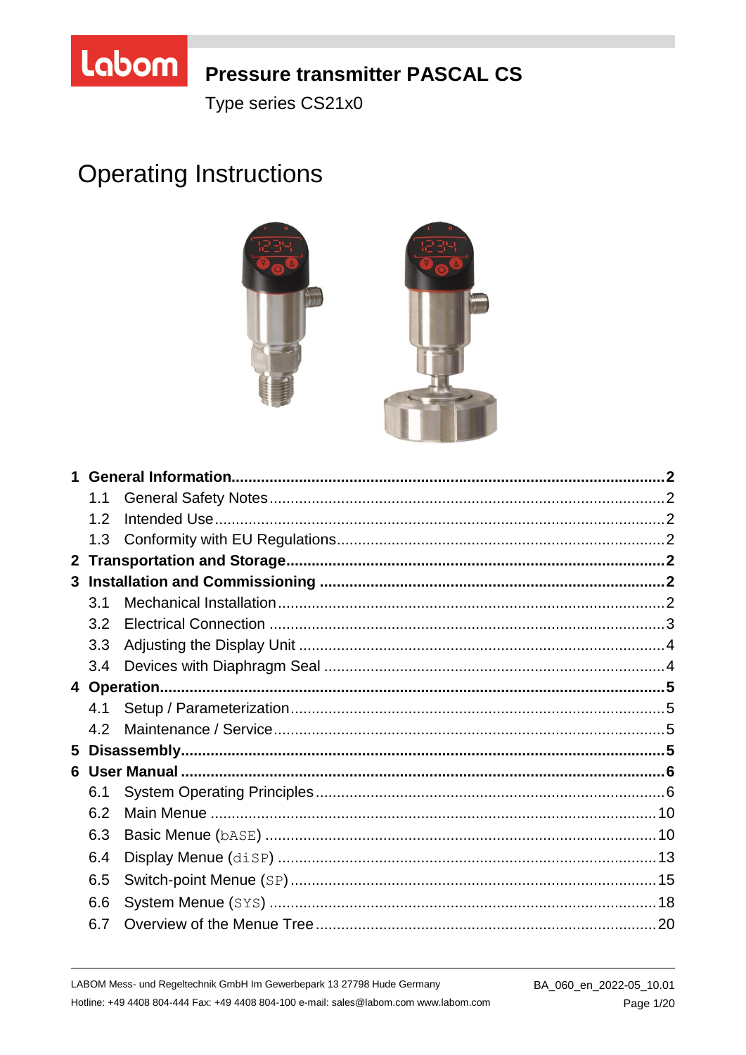Labom

# Pressure transmitter PASCAL CS

Type series CS21x0

# Operating Instructions

**1 General Information** ..... 2
- 1.1 General Safety Notes ..... 2
- 1.2 Intended Use ..... 2
- 1.3 Conformity with EU Regulations ..... 2

**2 Transportation and Storage** ..... 2

**3 Installation and Commissioning** ..... 2
- 3.1 Mechanical Installation ..... 2
- 3.2 Electrical Connection ..... 3
- 3.3 Adjusting the Display Unit ..... 4
- 3.4 Devices with Diaphragm Seal ..... 4

**4 Operation** ..... 5
- 4.1 Setup / Parameterization ..... 5
- 4.2 Maintenance / Service ..... 5

**5 Disassembly** ..... 5

**6 User Manual** ..... 6
- 6.1 System Operating Principles ..... 6
- 6.2 Main Menue ..... 10
- 6.3 Basic Menue (bASE) ..... 10
- 6.4 Display Menue (diSP) ..... 13
- 6.5 Switch-point Menue (SP) ..... 15
- 6.6 System Menue (SYS) ..... 18
- 6.7 Overview of the Menue Tree ..... 20

LABOM Mess- und Regeltechnik GmbH Im Gewerbepark 13 27798 Hude Germany
Hotline: +49 4408 804-444 Fax: +49 4408 804-100 e-mail: sales@labom.com www.labom.com

BA_060_en_2022-05_10.01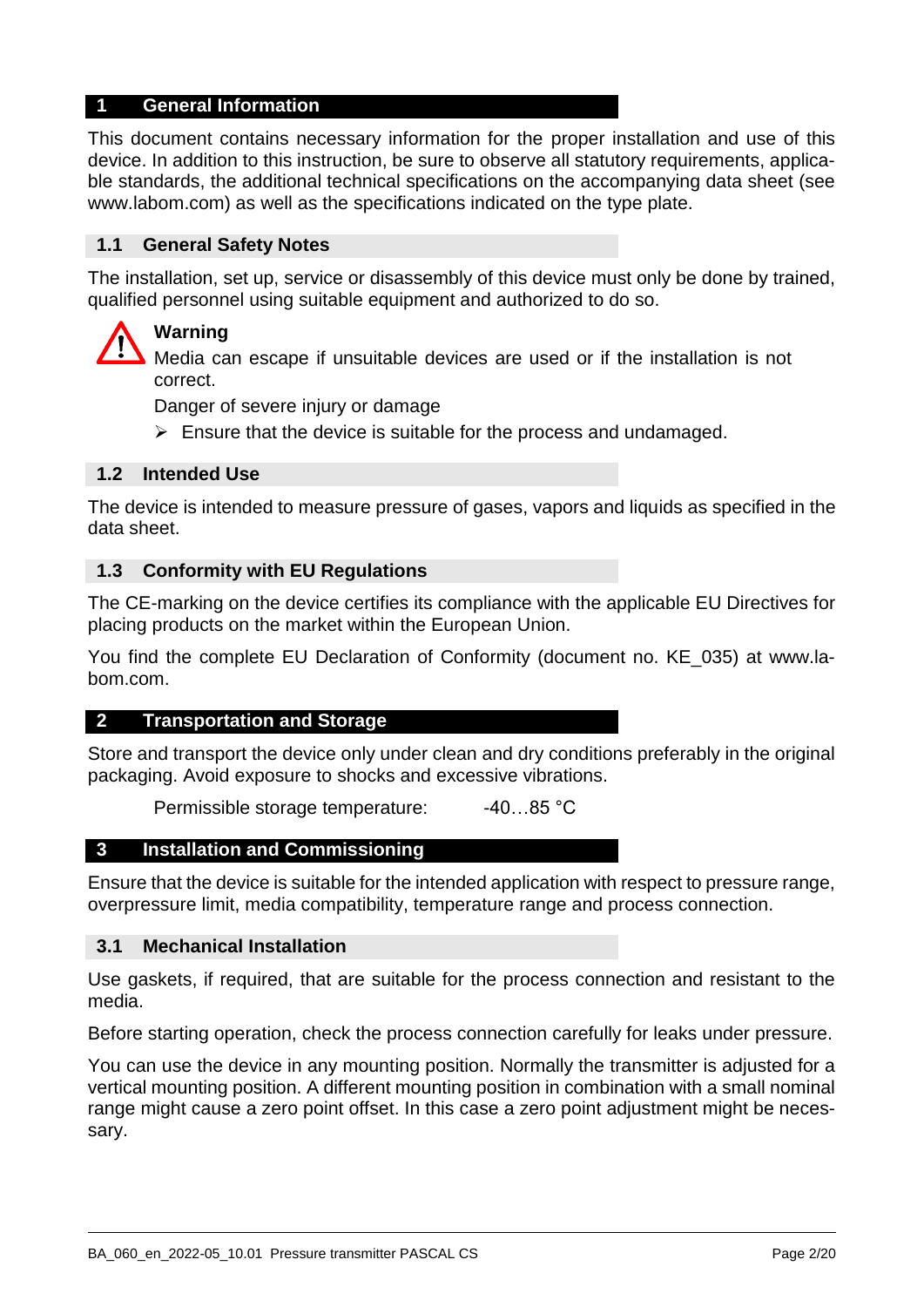# 1 General Information

This document contains necessary information for the proper installation and use of this device. In addition to this instruction, be sure to observe all statutory requirements, applicable standards, the additional technical specifications on the accompanying data sheet (see www.labom.com) as well as the specifications indicated on the type plate.

## 1.1 General Safety Notes

The installation, set up, service or disassembly of this device must only be done by trained, qualified personnel using suitable equipment and authorized to do so.

**Warning**

Media can escape if unsuitable devices are used or if the installation is not correct.

Danger of severe injury or damage

- Ensure that the device is suitable for the process and undamaged.

## 1.2 Intended Use

The device is intended to measure pressure of gases, vapors and liquids as specified in the data sheet.

## 1.3 Conformity with EU Regulations

The CE-marking on the device certifies its compliance with the applicable EU Directives for placing products on the market within the European Union.

You find the complete EU Declaration of Conformity (document no. KE_035) at www.labom.com.

# 2 Transportation and Storage

Store and transport the device only under clean and dry conditions preferably in the original packaging. Avoid exposure to shocks and excessive vibrations.

Permissible storage temperature: -40…85 °C

# 3 Installation and Commissioning

Ensure that the device is suitable for the intended application with respect to pressure range, overpressure limit, media compatibility, temperature range and process connection.

## 3.1 Mechanical Installation

Use gaskets, if required, that are suitable for the process connection and resistant to the media.

Before starting operation, check the process connection carefully for leaks under pressure.

You can use the device in any mounting position. Normally the transmitter is adjusted for a vertical mounting position. A different mounting position in combination with a small nominal range might cause a zero point offset. In this case a zero point adjustment might be necessary.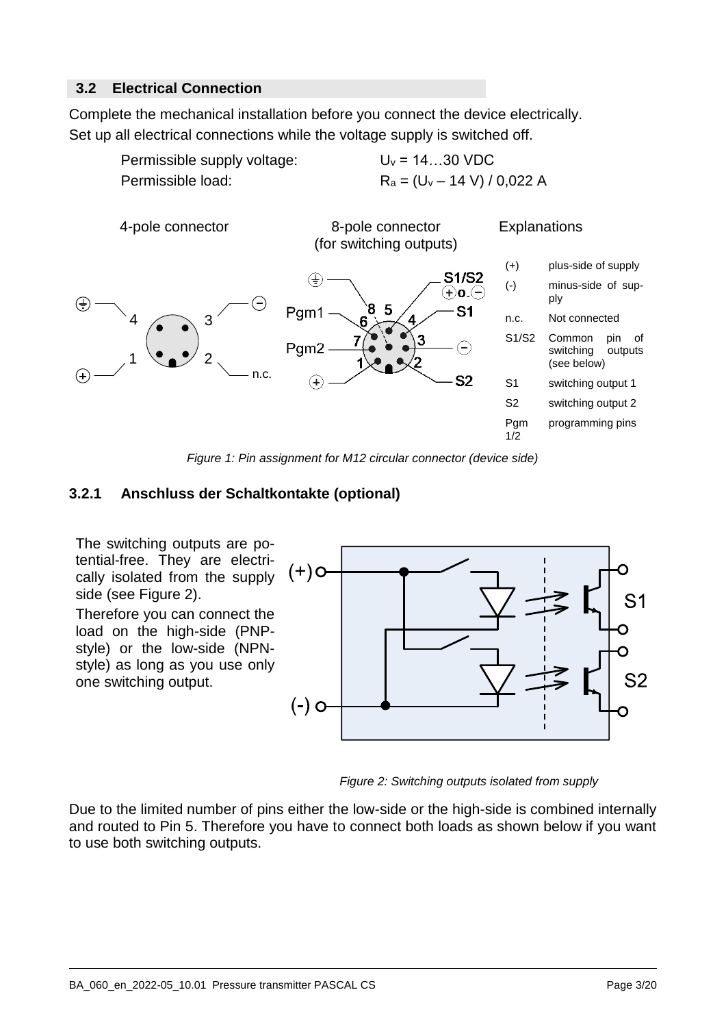### 3.2 Electrical Connection

Complete the mechanical installation before you connect the device electrically.
Set up all electrical connections while the voltage supply is switched off.

Permissible supply voltage: $U_v$ = 14…30 VDC
Permissible load: $R_a = (U_v – 14\ V) / 0{,}022\ A$

4-pole connector

8-pole connector (for switching outputs)

Explanations

| | |
|---|---|
| (+) | plus-side of supply |
| (-) | minus-side of supply |
| n.c. | Not connected |
| S1/S2 | Common pin of switching outputs (see below) |
| S1 | switching output 1 |
| S2 | switching output 2 |
| Pgm 1/2 | programming pins |

*Figure 1: Pin assignment for M12 circular connector (device side)*

#### 3.2.1 Anschluss der Schaltkontakte (optional)

The switching outputs are potential-free. They are electrically isolated from the supply side (see Figure 2).

Therefore you can connect the load on the high-side (PNP-style) or the low-side (NPN-style) as long as you use only one switching output.

*Figure 2: Switching outputs isolated from supply*

Due to the limited number of pins either the low-side or the high-side is combined internally and routed to Pin 5. Therefore you have to connect both loads as shown below if you want to use both switching outputs.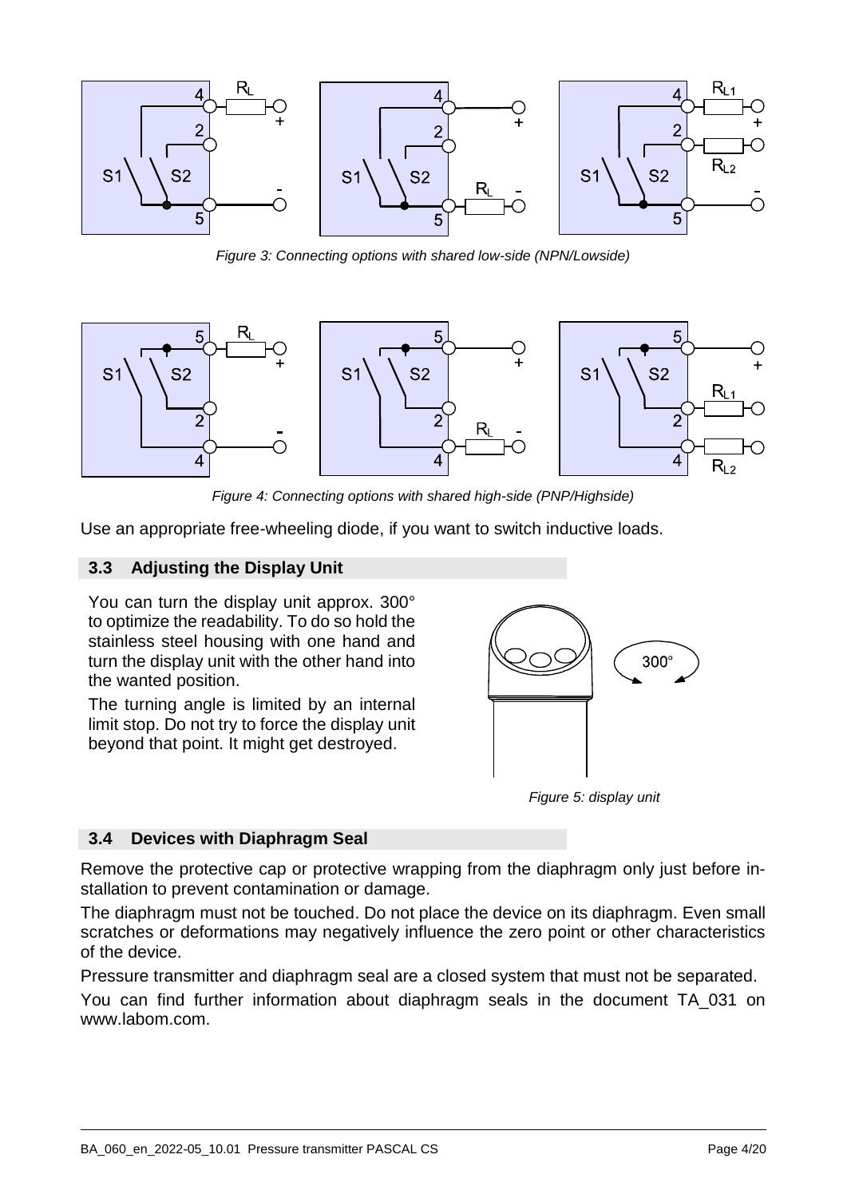*Figure 3: Connecting options with shared low-side (NPN/Lowside)*

*Figure 4: Connecting options with shared high-side (PNP/Highside)*

Use an appropriate free-wheeling diode, if you want to switch inductive loads.

## 3.3 Adjusting the Display Unit

You can turn the display unit approx. 300° to optimize the readability. To do so hold the stainless steel housing with one hand and turn the display unit with the other hand into the wanted position.

The turning angle is limited by an internal limit stop. Do not try to force the display unit beyond that point. It might get destroyed.

*Figure 5: display unit*

## 3.4 Devices with Diaphragm Seal

Remove the protective cap or protective wrapping from the diaphragm only just before installation to prevent contamination or damage.

The diaphragm must not be touched. Do not place the device on its diaphragm. Even small scratches or deformations may negatively influence the zero point or other characteristics of the device.

Pressure transmitter and diaphragm seal are a closed system that must not be separated.

You can find further information about diaphragm seals in the document TA_031 on www.labom.com.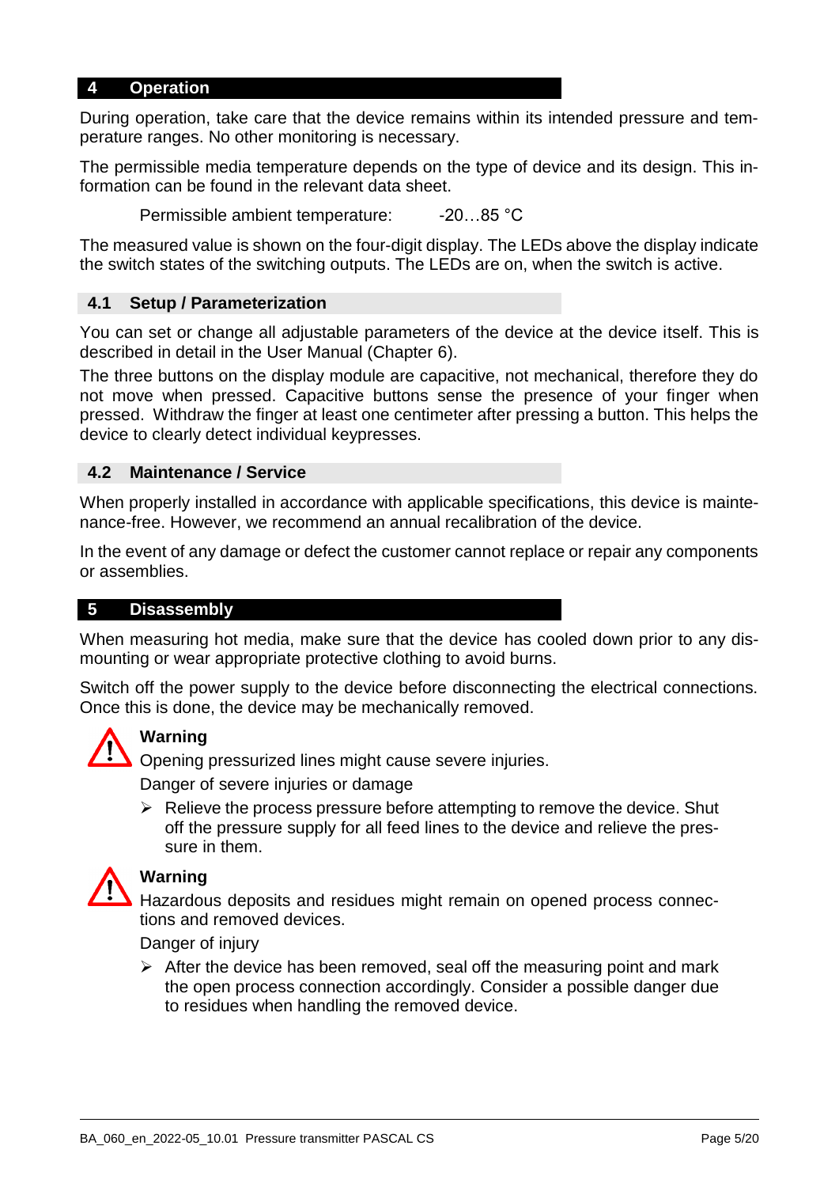# 4 Operation

During operation, take care that the device remains within its intended pressure and temperature ranges. No other monitoring is necessary.

The permissible media temperature depends on the type of device and its design. This information can be found in the relevant data sheet.

Permissible ambient temperature: -20…85 °C

The measured value is shown on the four-digit display. The LEDs above the display indicate the switch states of the switching outputs. The LEDs are on, when the switch is active.

## 4.1 Setup / Parameterization

You can set or change all adjustable parameters of the device at the device itself. This is described in detail in the User Manual (Chapter 6).

The three buttons on the display module are capacitive, not mechanical, therefore they do not move when pressed. Capacitive buttons sense the presence of your finger when pressed. Withdraw the finger at least one centimeter after pressing a button. This helps the device to clearly detect individual keypresses.

## 4.2 Maintenance / Service

When properly installed in accordance with applicable specifications, this device is maintenance-free. However, we recommend an annual recalibration of the device.

In the event of any damage or defect the customer cannot replace or repair any components or assemblies.

# 5 Disassembly

When measuring hot media, make sure that the device has cooled down prior to any dismounting or wear appropriate protective clothing to avoid burns.

Switch off the power supply to the device before disconnecting the electrical connections. Once this is done, the device may be mechanically removed.

**Warning**

Opening pressurized lines might cause severe injuries.

Danger of severe injuries or damage

- Relieve the process pressure before attempting to remove the device. Shut off the pressure supply for all feed lines to the device and relieve the pressure in them.

**Warning**

Hazardous deposits and residues might remain on opened process connections and removed devices.

Danger of injury

- After the device has been removed, seal off the measuring point and mark the open process connection accordingly. Consider a possible danger due to residues when handling the removed device.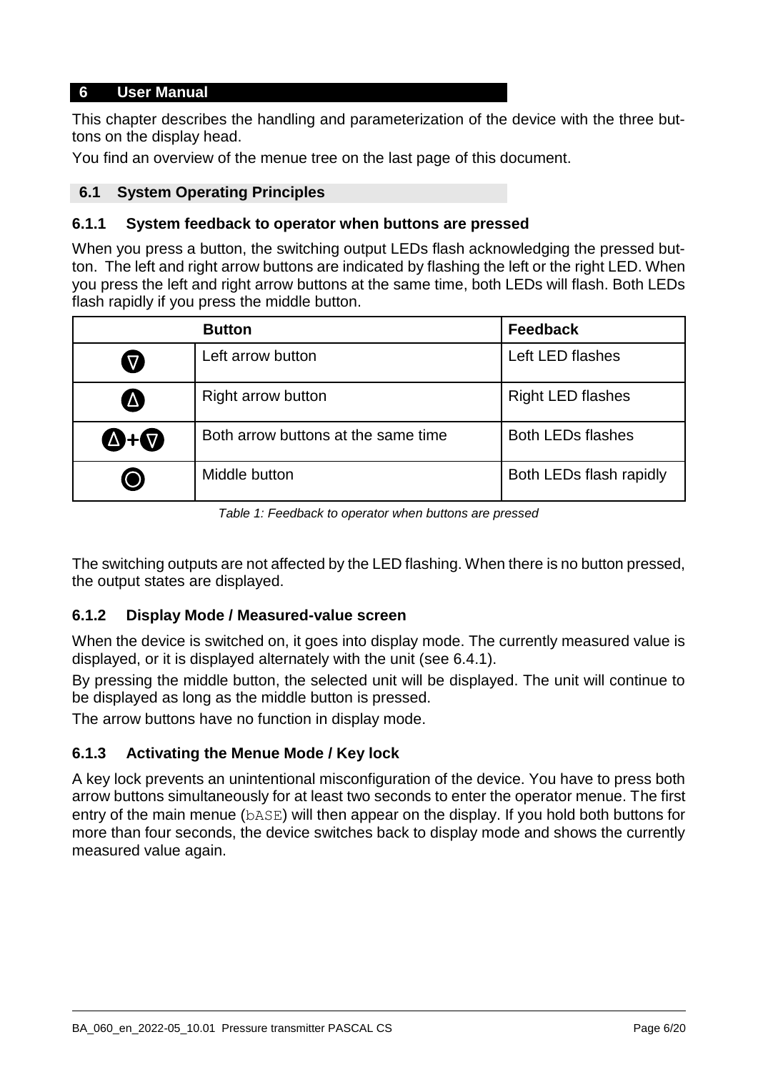# 6 User Manual

This chapter describes the handling and parameterization of the device with the three buttons on the display head.

You find an overview of the menue tree on the last page of this document.

## 6.1 System Operating Principles

### 6.1.1 System feedback to operator when buttons are pressed

When you press a button, the switching output LEDs flash acknowledging the pressed button. The left and right arrow buttons are indicated by flashing the left or the right LED. When you press the left and right arrow buttons at the same time, both LEDs will flash. Both LEDs flash rapidly if you press the middle button.

| Button | | Feedback |
|---|---|---|
| ∇ | Left arrow button | Left LED flashes |
| Δ | Right arrow button | Right LED flashes |
| Δ+∇ | Both arrow buttons at the same time | Both LEDs flashes |
| ○ | Middle button | Both LEDs flash rapidly |

*Table 1: Feedback to operator when buttons are pressed*

The switching outputs are not affected by the LED flashing. When there is no button pressed, the output states are displayed.

### 6.1.2 Display Mode / Measured-value screen

When the device is switched on, it goes into display mode. The currently measured value is displayed, or it is displayed alternately with the unit (see 6.4.1).

By pressing the middle button, the selected unit will be displayed. The unit will continue to be displayed as long as the middle button is pressed.

The arrow buttons have no function in display mode.

### 6.1.3 Activating the Menue Mode / Key lock

A key lock prevents an unintentional misconfiguration of the device. You have to press both arrow buttons simultaneously for at least two seconds to enter the operator menue. The first entry of the main menue (`bASE`) will then appear on the display. If you hold both buttons for more than four seconds, the device switches back to display mode and shows the currently measured value again.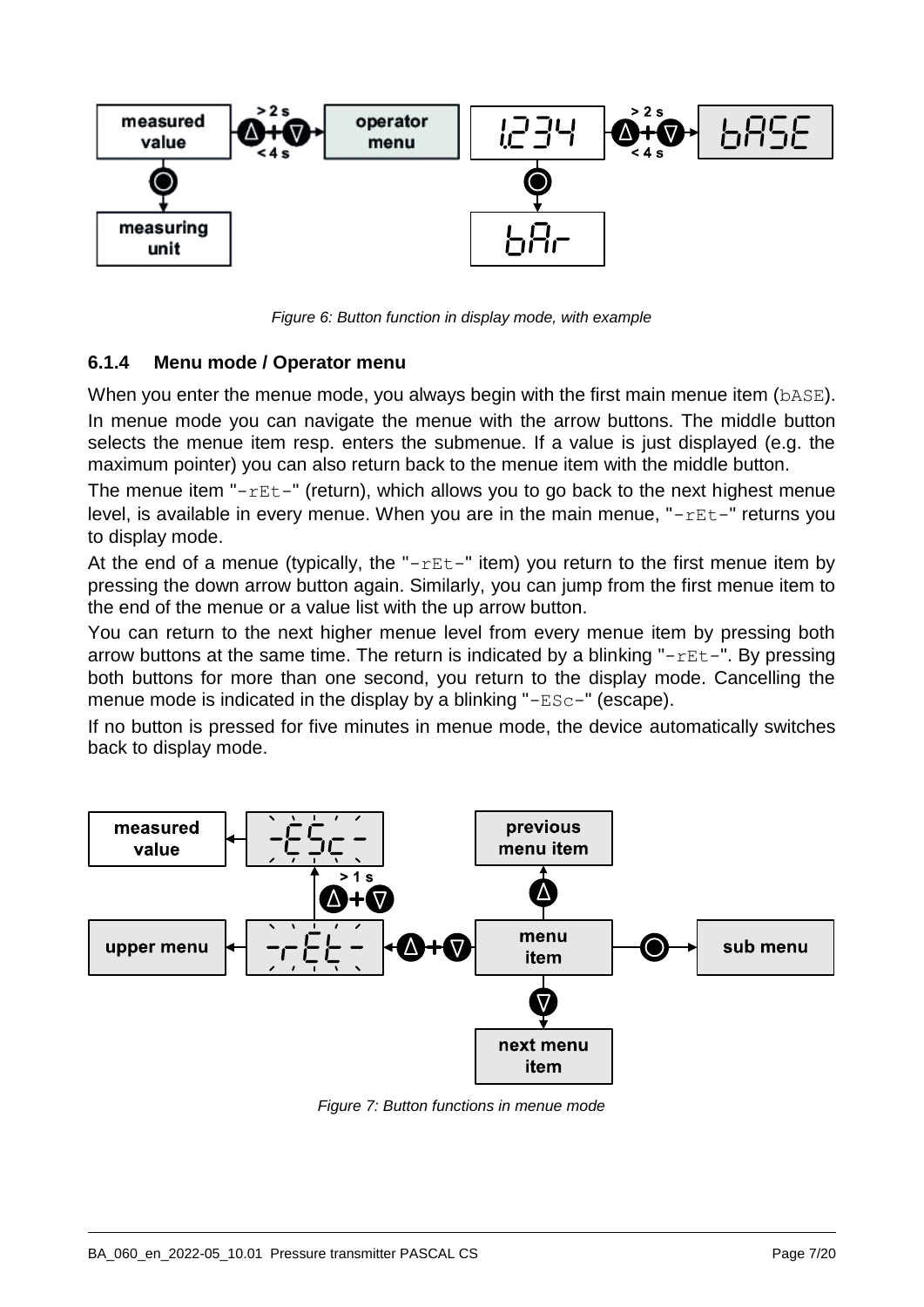Figure 6: Button function in display mode, with example

### 6.1.4 Menu mode / Operator menu

When you enter the menue mode, you always begin with the first main menue item (bASE).

In menue mode you can navigate the menue with the arrow buttons. The middle button selects the menue item resp. enters the submenue. If a value is just displayed (e.g. the maximum pointer) you can also return back to the menue item with the middle button.

The menue item "-rEt-" (return), which allows you to go back to the next highest menue level, is available in every menue. When you are in the main menue, "-rEt-" returns you to display mode.

At the end of a menue (typically, the "-rEt-" item) you return to the first menue item by pressing the down arrow button again. Similarly, you can jump from the first menue item to the end of the menue or a value list with the up arrow button.

You can return to the next higher menue level from every menue item by pressing both arrow buttons at the same time. The return is indicated by a blinking "-rEt-". By pressing both buttons for more than one second, you return to the display mode. Cancelling the menue mode is indicated in the display by a blinking "-ESc-" (escape).

If no button is pressed for five minutes in menue mode, the device automatically switches back to display mode.

Figure 7: Button functions in menue mode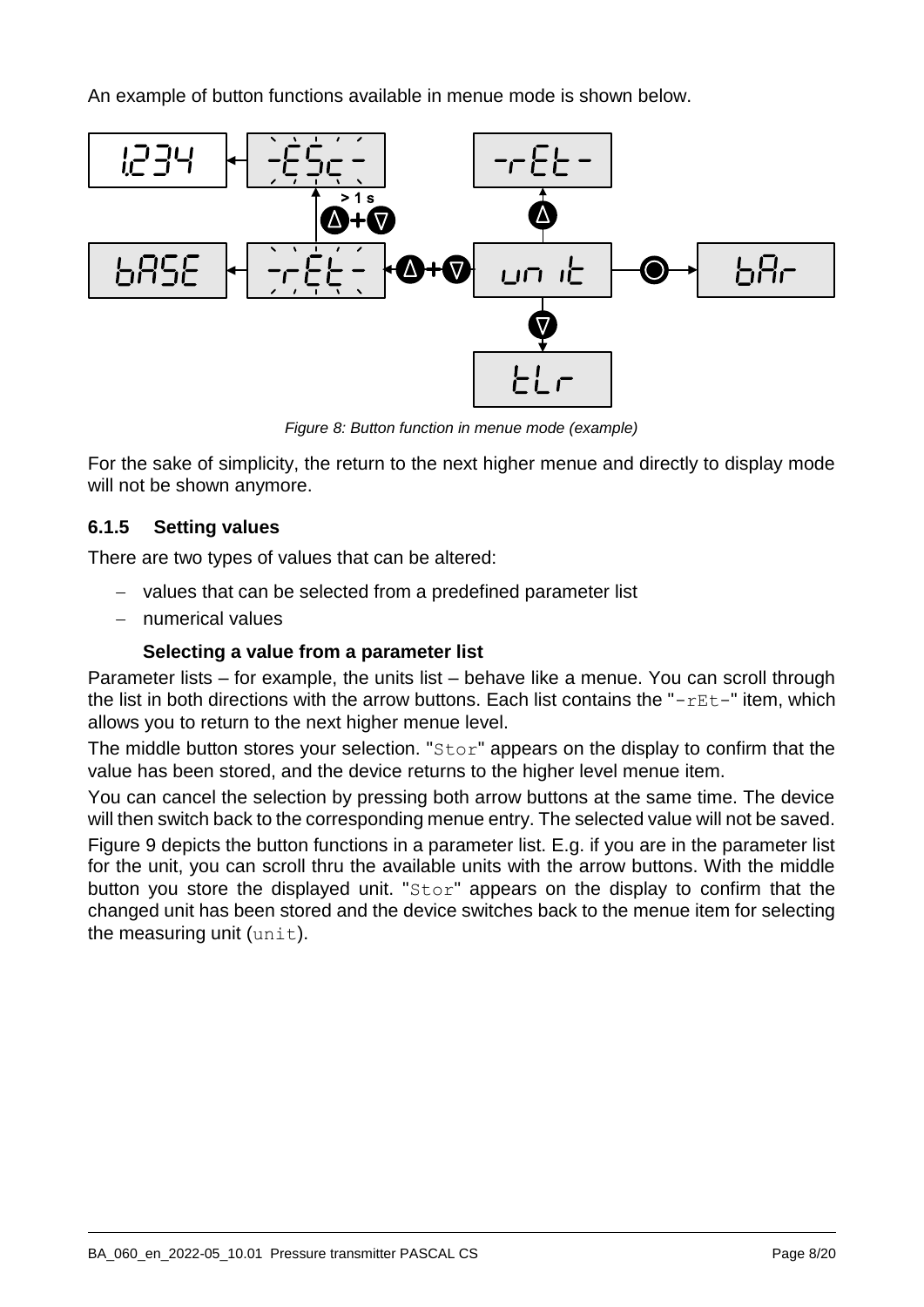An example of button functions available in menue mode is shown below.

*Figure 8: Button function in menue mode (example)*

For the sake of simplicity, the return to the next higher menue and directly to display mode will not be shown anymore.

### 6.1.5 Setting values

There are two types of values that can be altered:

- values that can be selected from a predefined parameter list
- numerical values

#### Selecting a value from a parameter list

Parameter lists – for example, the units list – behave like a menue. You can scroll through the list in both directions with the arrow buttons. Each list contains the "`-rEt-`" item, which allows you to return to the next higher menue level.

The middle button stores your selection. "`Stor`" appears on the display to confirm that the value has been stored, and the device returns to the higher level menue item.

You can cancel the selection by pressing both arrow buttons at the same time. The device will then switch back to the corresponding menue entry. The selected value will not be saved.

Figure 9 depicts the button functions in a parameter list. E.g. if you are in the parameter list for the unit, you can scroll thru the available units with the arrow buttons. With the middle button you store the displayed unit. "`Stor`" appears on the display to confirm that the changed unit has been stored and the device switches back to the menue item for selecting the measuring unit (`unit`).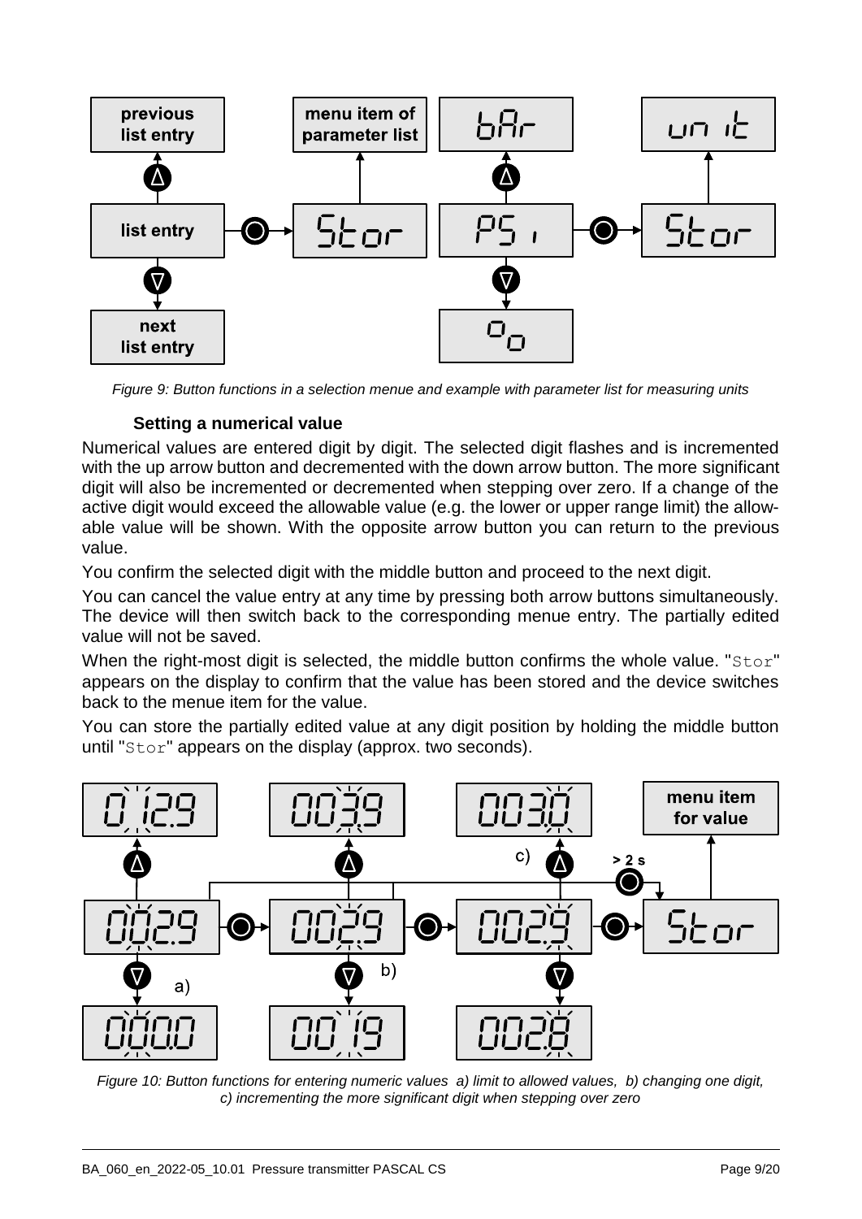*Figure 9: Button functions in a selection menue and example with parameter list for measuring units*

### Setting a numerical value

Numerical values are entered digit by digit. The selected digit flashes and is incremented with the up arrow button and decremented with the down arrow button. The more significant digit will also be incremented or decremented when stepping over zero. If a change of the active digit would exceed the allowable value (e.g. the lower or upper range limit) the allowable value will be shown. With the opposite arrow button you can return to the previous value.

You confirm the selected digit with the middle button and proceed to the next digit.

You can cancel the value entry at any time by pressing both arrow buttons simultaneously. The device will then switch back to the corresponding menue entry. The partially edited value will not be saved.

When the right-most digit is selected, the middle button confirms the whole value. "Stor" appears on the display to confirm that the value has been stored and the device switches back to the menue item for the value.

You can store the partially edited value at any digit position by holding the middle button until "Stor" appears on the display (approx. two seconds).

*Figure 10: Button functions for entering numeric values a) limit to allowed values, b) changing one digit, c) incrementing the more significant digit when stepping over zero*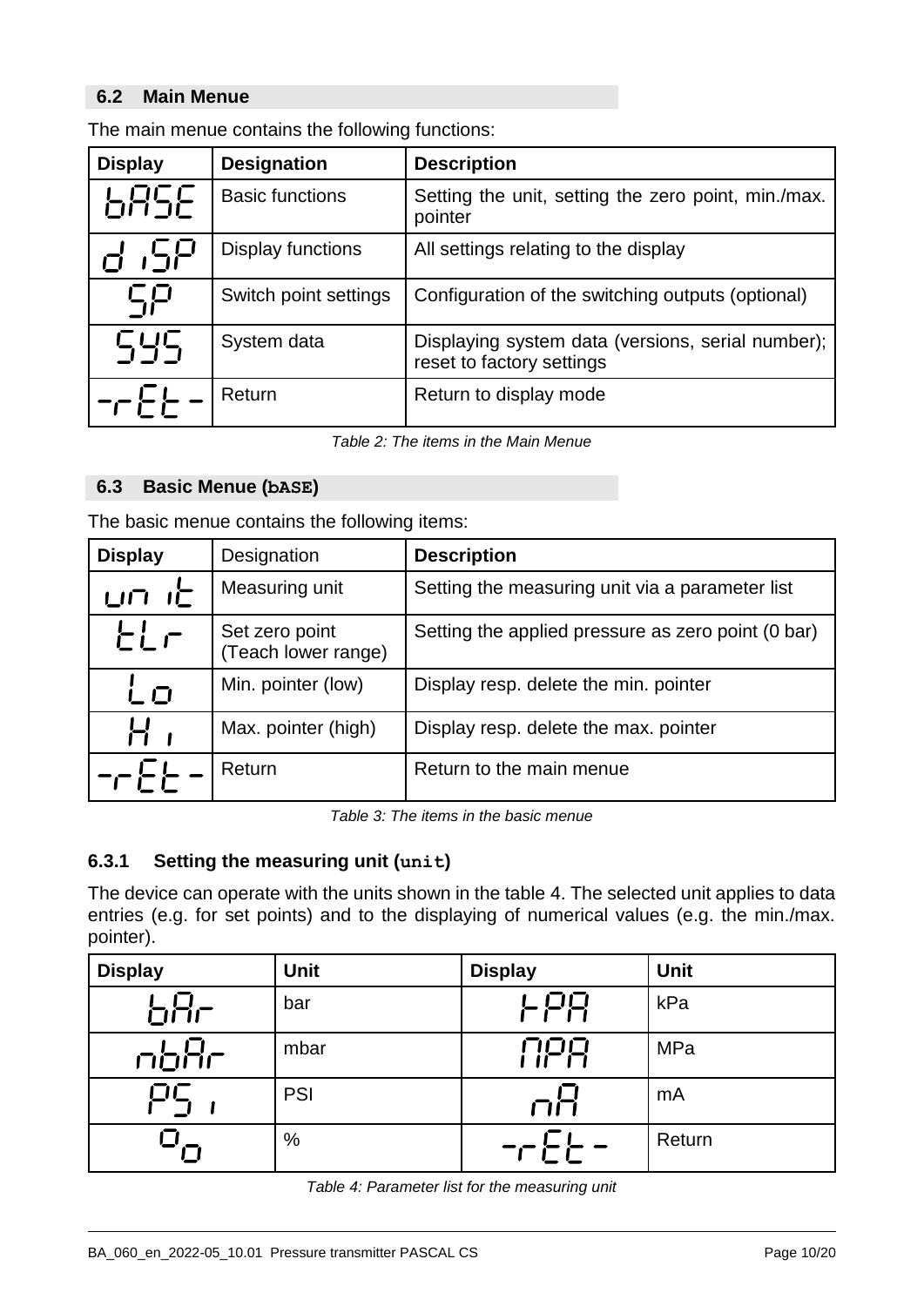## 6.2 Main Menue

The main menue contains the following functions:

| Display | Designation | Description |
|---|---|---|
| bASE | Basic functions | Setting the unit, setting the zero point, min./max. pointer |
| diSP | Display functions | All settings relating to the display |
| SP | Switch point settings | Configuration of the switching outputs (optional) |
| SYS | System data | Displaying system data (versions, serial number); reset to factory settings |
| -rEt- | Return | Return to display mode |

*Table 2: The items in the Main Menue*

## 6.3 Basic Menue (bASE)

The basic menue contains the following items:

| Display | Designation | Description |
|---|---|---|
| unit | Measuring unit | Setting the measuring unit via a parameter list |
| tLr | Set zero point (Teach lower range) | Setting the applied pressure as zero point (0 bar) |
| Lo | Min. pointer (low) | Display resp. delete the min. pointer |
| Hi | Max. pointer (high) | Display resp. delete the max. pointer |
| -rEt- | Return | Return to the main menue |

*Table 3: The items in the basic menue*

### 6.3.1 Setting the measuring unit (unit)

The device can operate with the units shown in the table 4. The selected unit applies to data entries (e.g. for set points) and to the displaying of numerical values (e.g. the min./max. pointer).

| Display | Unit | Display | Unit |
|---|---|---|---|
| bAr | bar | kPA | kPa |
| mbAr | mbar | MPA | MPa |
| PSi | PSI | mA | mA |
| % | % | -rEt- | Return |

*Table 4: Parameter list for the measuring unit*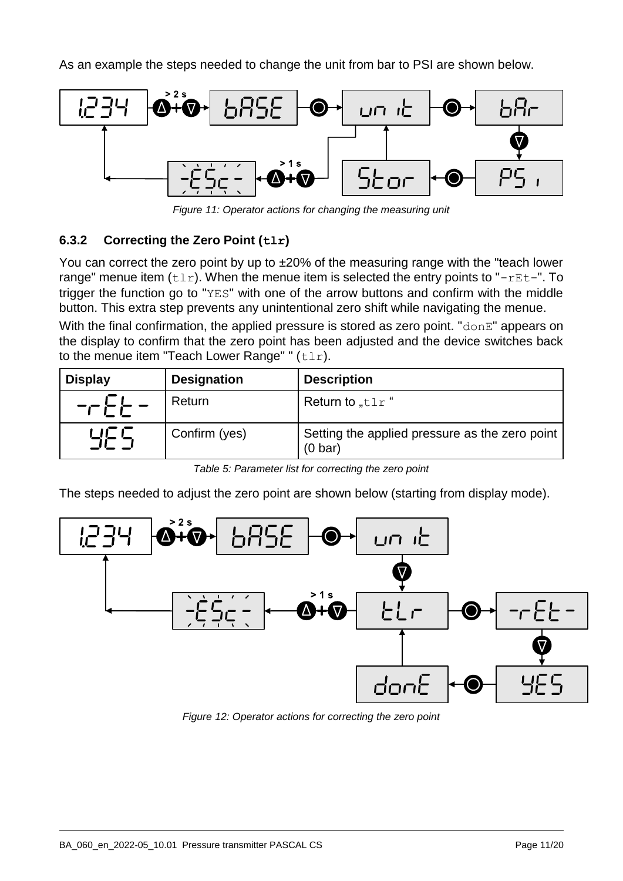As an example the steps needed to change the unit from bar to PSI are shown below.

*Figure 11: Operator actions for changing the measuring unit*

### 6.3.2 Correcting the Zero Point (`tlr`)

You can correct the zero point by up to ±20% of the measuring range with the "teach lower range" menue item (`tlr`). When the menue item is selected the entry points to "`-rEt-`". To trigger the function go to "`YES`" with one of the arrow buttons and confirm with the middle button. This extra step prevents any unintentional zero shift while navigating the menue.

With the final confirmation, the applied pressure is stored as zero point. "`donE`" appears on the display to confirm that the zero point has been adjusted and the device switches back to the menue item "Teach Lower Range" " (`tlr`).

| Display | Designation | Description |
| --- | --- | --- |
| -rEt- | Return | Return to „`tlr` “ |
| YES | Confirm (yes) | Setting the applied pressure as the zero point (0 bar) |

*Table 5: Parameter list for correcting the zero point*

The steps needed to adjust the zero point are shown below (starting from display mode).

*Figure 12: Operator actions for correcting the zero point*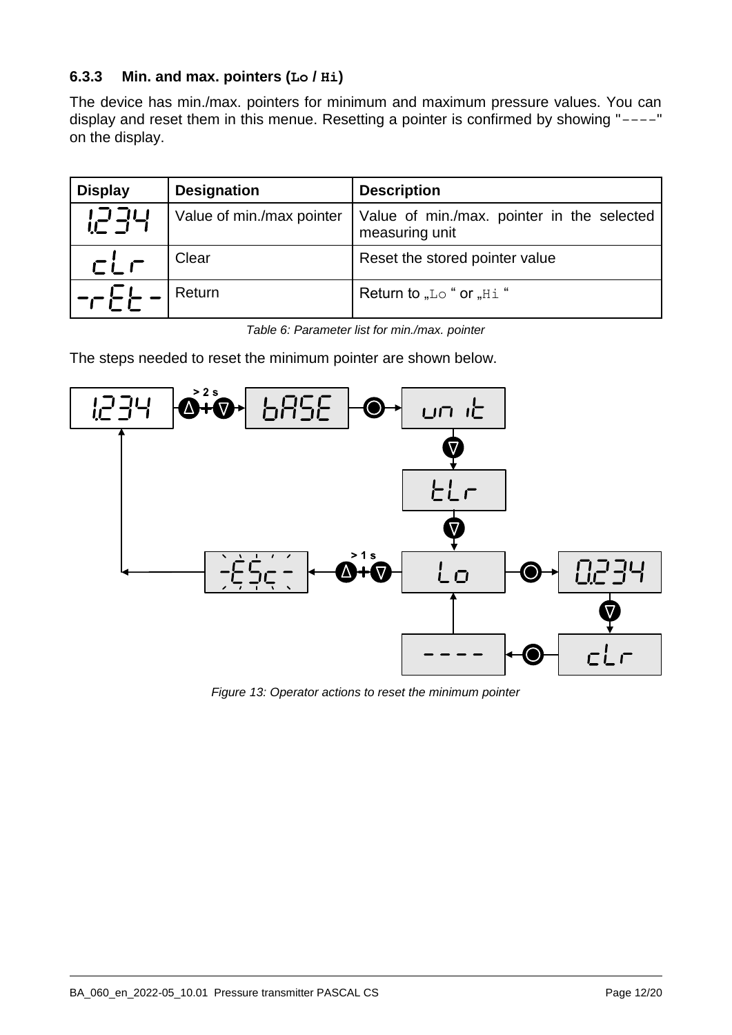### 6.3.3 Min. and max. pointers (`Lo` / `Hi`)

The device has min./max. pointers for minimum and maximum pressure values. You can display and reset them in this menue. Resetting a pointer is confirmed by showing "----" on the display.

| Display | Designation | Description |
|---|---|---|
| 1.234 | Value of min./max pointer | Value of min./max. pointer in the selected measuring unit |
| cLr | Clear | Reset the stored pointer value |
| -rEt- | Return | Return to „Lo " or „Hi " |

*Table 6: Parameter list for min./max. pointer*

The steps needed to reset the minimum pointer are shown below.

*Figure 13: Operator actions to reset the minimum pointer*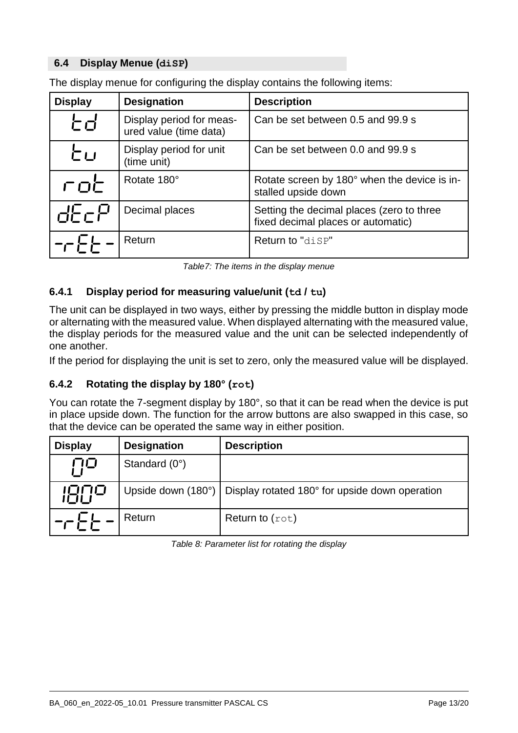### 6.4 Display Menue (`diSP`)

The display menue for configuring the display contains the following items:

| Display | Designation | Description |
|---|---|---|
| td | Display period for measured value (time data) | Can be set between 0.5 and 99.9 s |
| tu | Display period for unit (time unit) | Can be set between 0.0 and 99.9 s |
| rot | Rotate 180° | Rotate screen by 180° when the device is installed upside down |
| dEcP | Decimal places | Setting the decimal places (zero to three fixed decimal places or automatic) |
| -rEt- | Return | Return to "diSP" |

*Table7: The items in the display menue*

#### 6.4.1 Display period for measuring value/unit (`td` / `tu`)

The unit can be displayed in two ways, either by pressing the middle button in display mode or alternating with the measured value. When displayed alternating with the measured value, the display periods for the measured value and the unit can be selected independently of one another.

If the period for displaying the unit is set to zero, only the measured value will be displayed.

#### 6.4.2 Rotating the display by 180° (`rot`)

You can rotate the 7-segment display by 180°, so that it can be read when the device is put in place upside down. The function for the arrow buttons are also swapped in this case, so that the device can be operated the same way in either position.

| Display | Designation | Description |
|---|---|---|
| 0° | Standard (0°) | |
| 180° | Upside down (180°) | Display rotated 180° for upside down operation |
| -rEt- | Return | Return to (rot) |

*Table 8: Parameter list for rotating the display*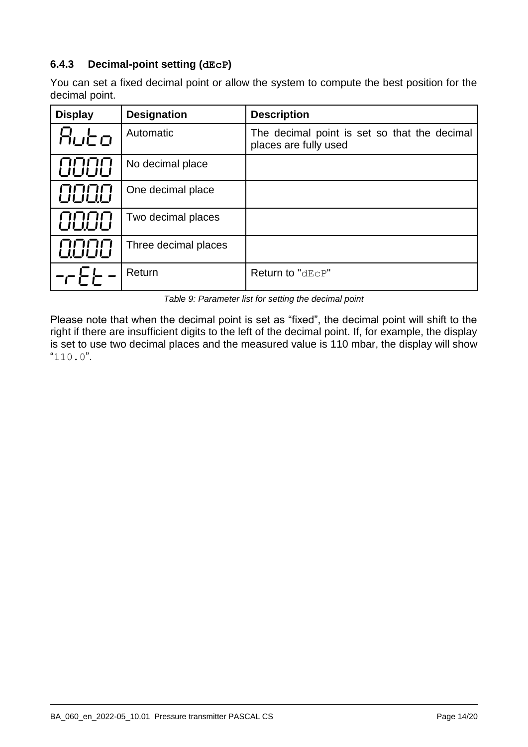### 6.4.3 Decimal-point setting (`dEcP`)

You can set a fixed decimal point or allow the system to compute the best position for the decimal point.

| Display | Designation | Description |
|---|---|---|
| Auto | Automatic | The decimal point is set so that the decimal places are fully used |
| 0000 | No decimal place | |
| 000.0 | One decimal place | |
| 00.00 | Two decimal places | |
| 0.000 | Three decimal places | |
| -rEt- | Return | Return to "dEcP" |

*Table 9: Parameter list for setting the decimal point*

Please note that when the decimal point is set as "fixed", the decimal point will shift to the right if there are insufficient digits to the left of the decimal point. If, for example, the display is set to use two decimal places and the measured value is 110 mbar, the display will show "110.0".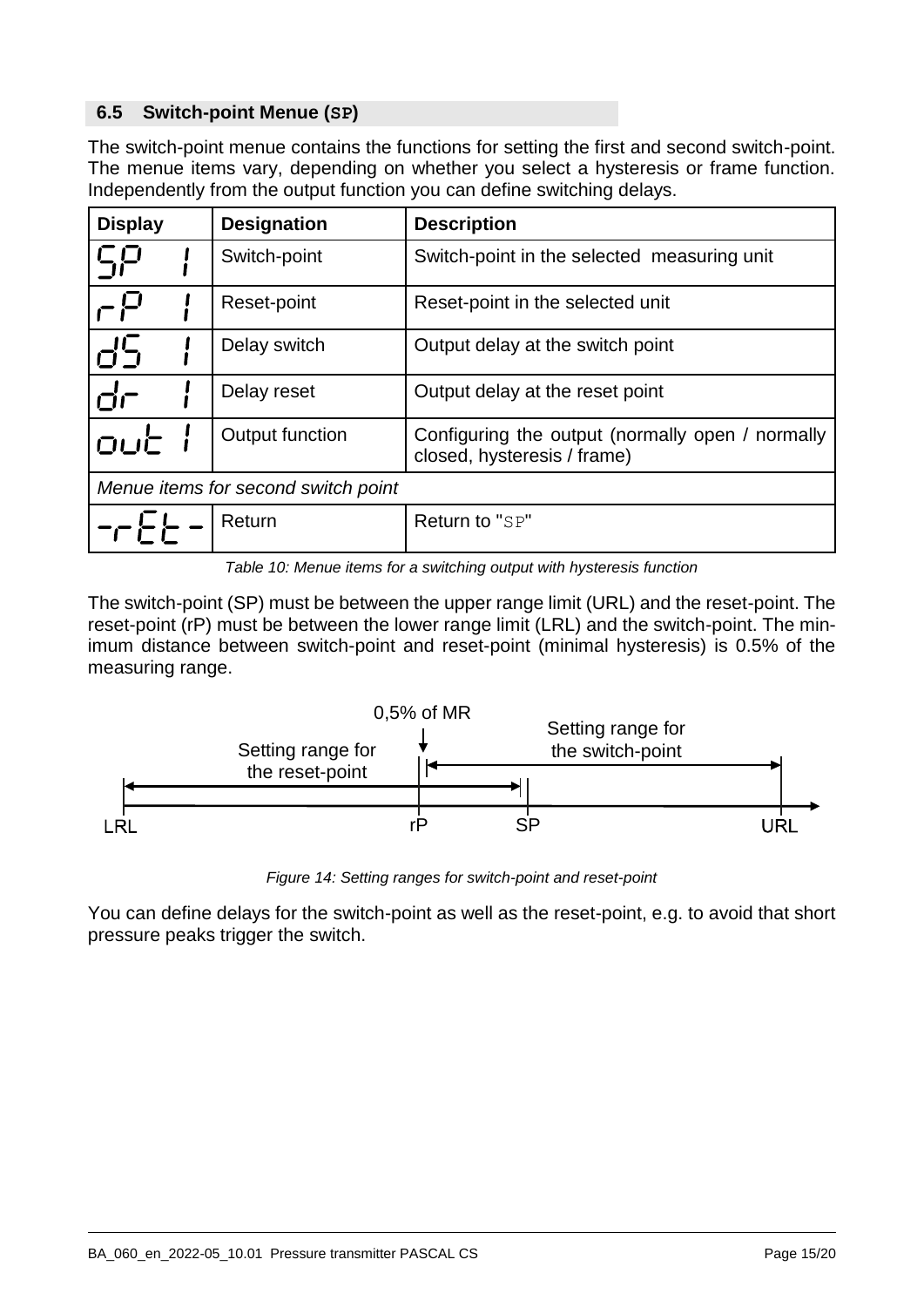## 6.5 Switch-point Menue (SP)

The switch-point menue contains the functions for setting the first and second switch-point. The menue items vary, depending on whether you select a hysteresis or frame function. Independently from the output function you can define switching delays.

| Display | Designation | Description |
|---|---|---|
| SP 1 | Switch-point | Switch-point in the selected measuring unit |
| rP 1 | Reset-point | Reset-point in the selected unit |
| dS 1 | Delay switch | Output delay at the switch point |
| dr 1 | Delay reset | Output delay at the reset point |
| out 1 | Output function | Configuring the output (normally open / normally closed, hysteresis / frame) |
| *Menue items for second switch point* | | |
| -rEt- | Return | Return to "SP" |

*Table 10: Menue items for a switching output with hysteresis function*

The switch-point (SP) must be between the upper range limit (URL) and the reset-point. The reset-point (rP) must be between the lower range limit (LRL) and the switch-point. The minimum distance between switch-point and reset-point (minimal hysteresis) is 0.5% of the measuring range.

0,5% of MR
Setting range for the reset-point
Setting range for the switch-point
LRL rP SP URL

*Figure 14: Setting ranges for switch-point and reset-point*

You can define delays for the switch-point as well as the reset-point, e.g. to avoid that short pressure peaks trigger the switch.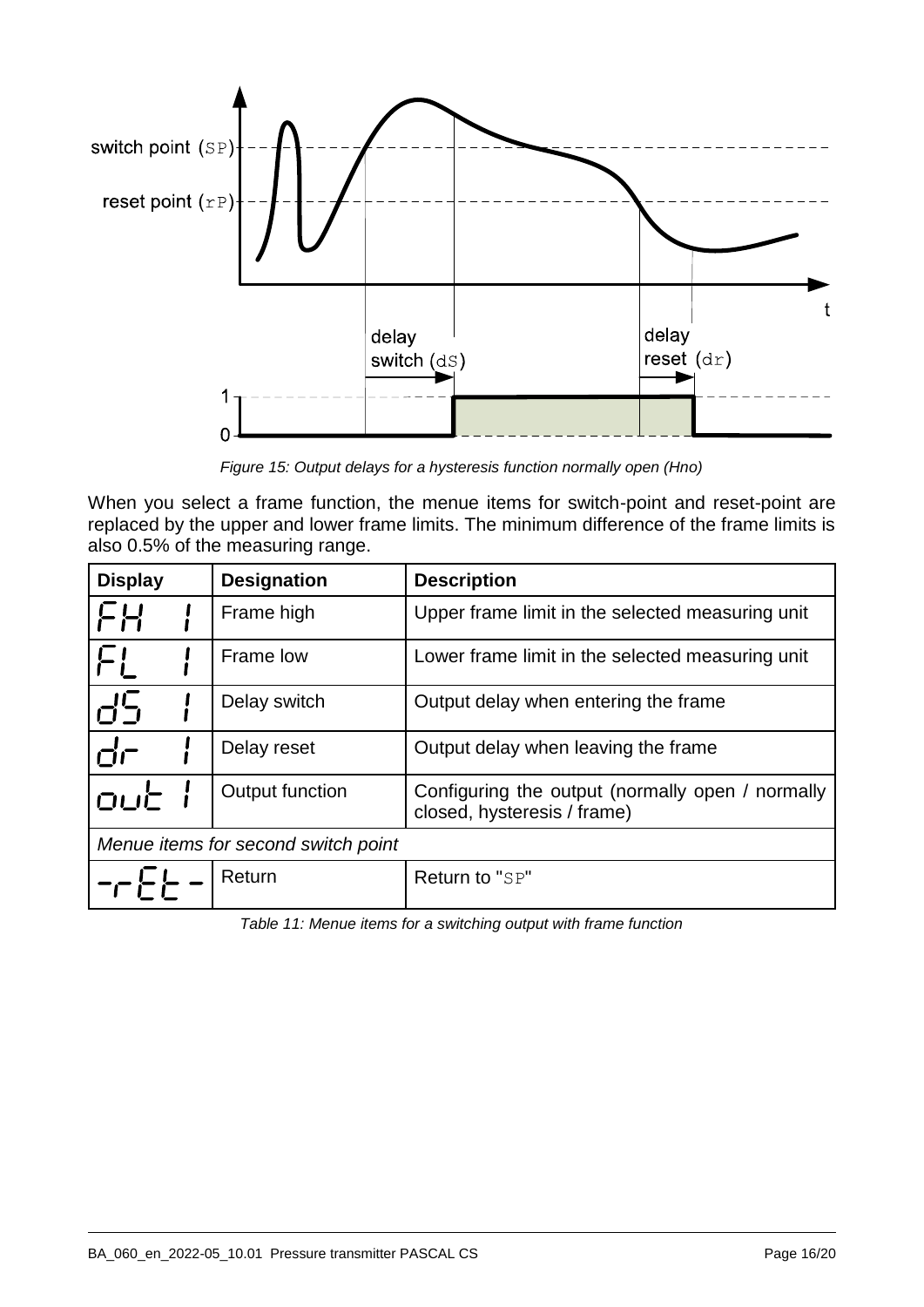*Figure 15: Output delays for a hysteresis function normally open (Hno)*

When you select a frame function, the menue items for switch-point and reset-point are replaced by the upper and lower frame limits. The minimum difference of the frame limits is also 0.5% of the measuring range.

| Display | Designation | Description |
|---|---|---|
| FH 1 | Frame high | Upper frame limit in the selected measuring unit |
| FL 1 | Frame low | Lower frame limit in the selected measuring unit |
| dS 1 | Delay switch | Output delay when entering the frame |
| dr 1 | Delay reset | Output delay when leaving the frame |
| out 1 | Output function | Configuring the output (normally open / normally closed, hysteresis / frame) |
| *Menue items for second switch point* | | |
| -rEt- | Return | Return to "SP" |

*Table 11: Menue items for a switching output with frame function*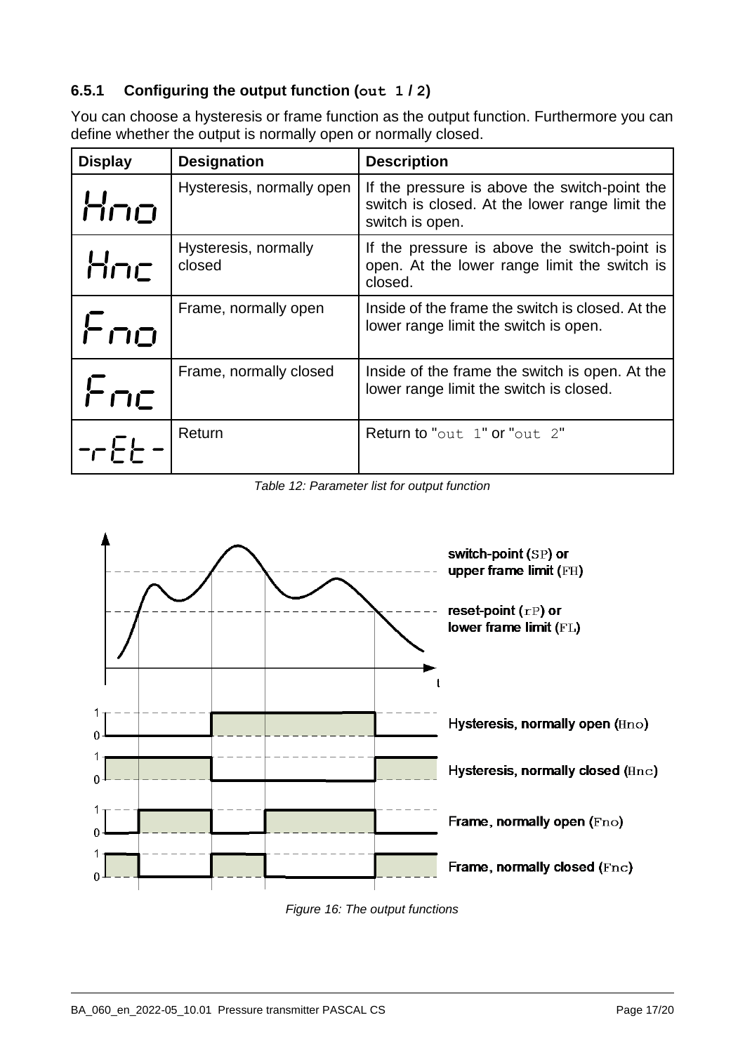### 6.5.1 Configuring the output function (`out 1 / 2`)

You can choose a hysteresis or frame function as the output function. Furthermore you can define whether the output is normally open or normally closed.

| Display | Designation | Description |
|---|---|---|
| Hno | Hysteresis, normally open | If the pressure is above the switch-point the switch is closed. At the lower range limit the switch is open. |
| Hnc | Hysteresis, normally closed | If the pressure is above the switch-point is open. At the lower range limit the switch is closed. |
| Fno | Frame, normally open | Inside of the frame the switch is closed. At the lower range limit the switch is open. |
| Fnc | Frame, normally closed | Inside of the frame the switch is open. At the lower range limit the switch is closed. |
| -rEt- | Return | Return to "out 1" or "out 2" |

*Table 12: Parameter list for output function*

*Figure 16: The output functions*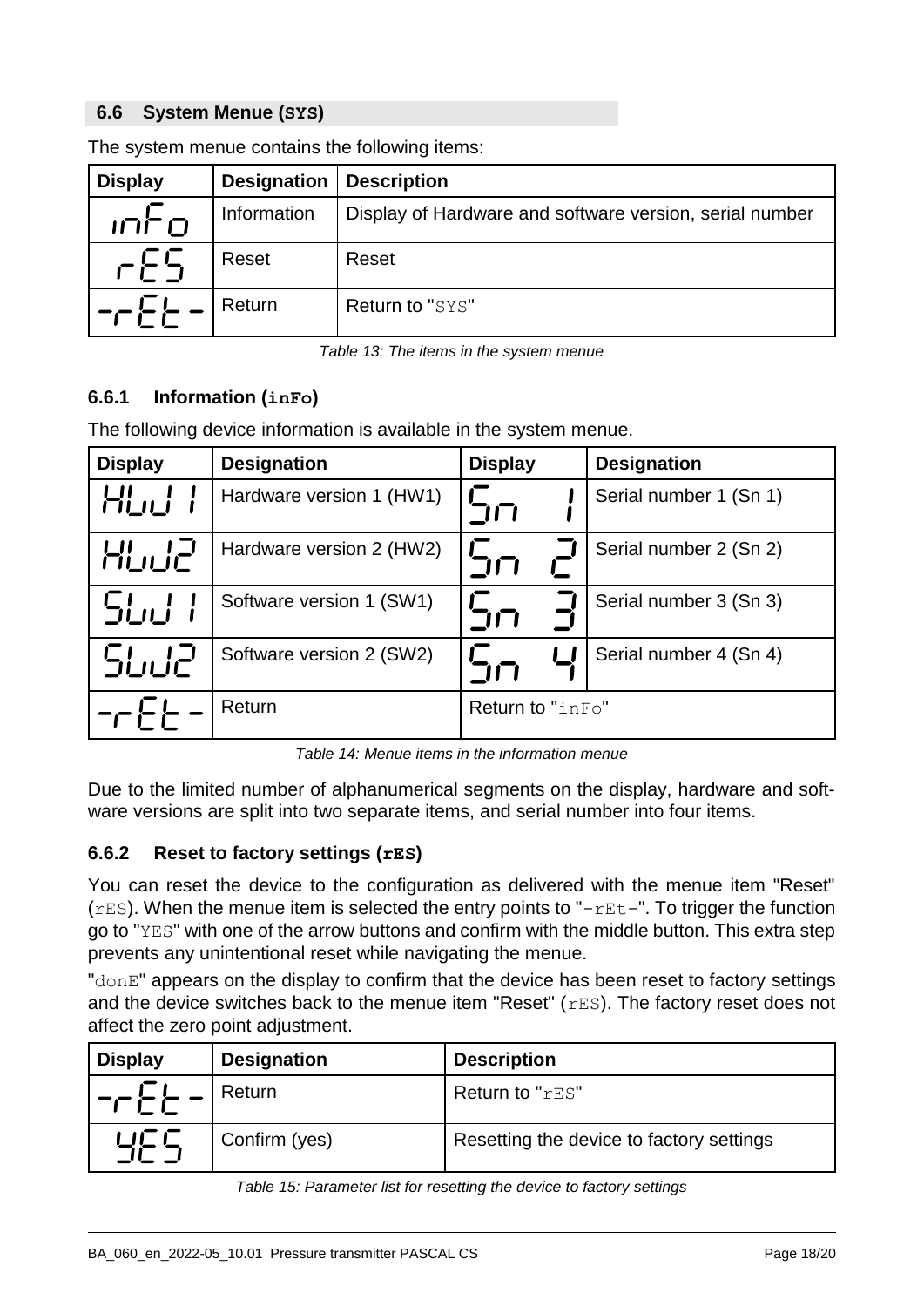## 6.6 System Menue (SYS)

The system menue contains the following items:

| Display | Designation | Description |
|---|---|---|
| inFo | Information | Display of Hardware and software version, serial number |
| rES | Reset | Reset |
| -rEt- | Return | Return to "SYS" |

*Table 13: The items in the system menue*

### 6.6.1 Information (inFo)

The following device information is available in the system menue.

| Display | Designation | Display | Designation |
|---|---|---|---|
| HW 1 | Hardware version 1 (HW1) | Sn 1 | Serial number 1 (Sn 1) |
| HW2 | Hardware version 2 (HW2) | Sn 2 | Serial number 2 (Sn 2) |
| SW 1 | Software version 1 (SW1) | Sn 3 | Serial number 3 (Sn 3) |
| SW2 | Software version 2 (SW2) | Sn 4 | Serial number 4 (Sn 4) |
| -rEt- | Return | Return to "inFo" | |

*Table 14: Menue items in the information menue*

Due to the limited number of alphanumerical segments on the display, hardware and software versions are split into two separate items, and serial number into four items.

### 6.6.2 Reset to factory settings (rES)

You can reset the device to the configuration as delivered with the menue item "Reset" (rES). When the menue item is selected the entry points to "-rEt-". To trigger the function go to "YES" with one of the arrow buttons and confirm with the middle button. This extra step prevents any unintentional reset while navigating the menue.

"donE" appears on the display to confirm that the device has been reset to factory settings and the device switches back to the menue item "Reset" (rES). The factory reset does not affect the zero point adjustment.

| Display | Designation | Description |
|---|---|---|
| -rEt- | Return | Return to "rES" |
| YES | Confirm (yes) | Resetting the device to factory settings |

*Table 15: Parameter list for resetting the device to factory settings*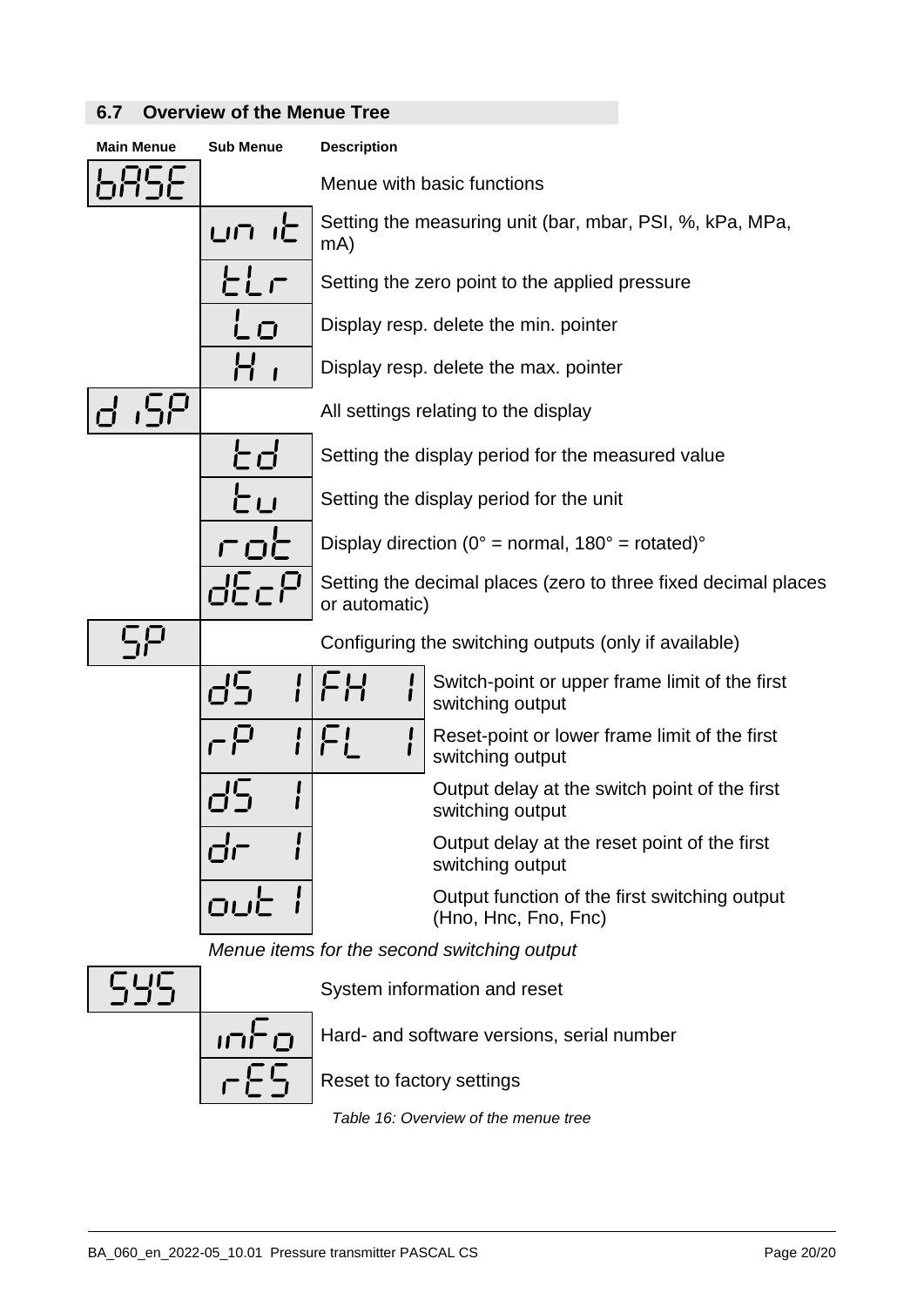## 6.7 Overview of the Menue Tree

| Main Menue | Sub Menue | | Description |
|---|---|---|---|
| bASE | | | Menue with basic functions |
| | unit | | Setting the measuring unit (bar, mbar, PSI, %, kPa, MPa, mA) |
| | tLr | | Setting the zero point to the applied pressure |
| | Lo | | Display resp. delete the min. pointer |
| | Hi | | Display resp. delete the max. pointer |
| diSP | | | All settings relating to the display |
| | td | | Setting the display period for the measured value |
| | tu | | Setting the display period for the unit |
| | rot | | Display direction (0° = normal, 180° = rotated)° |
| | dEcP | | Setting the decimal places (zero to three fixed decimal places or automatic) |
| SP | | | Configuring the switching outputs (only if available) |
| | dS 1 | FH 1 | Switch-point or upper frame limit of the first switching output |
| | rP 1 | FL 1 | Reset-point or lower frame limit of the first switching output |
| | dS 1 | | Output delay at the switch point of the first switching output |
| | dr 1 | | Output delay at the reset point of the first switching output |
| | out 1 | | Output function of the first switching output (Hno, Hnc, Fno, Fnc) |
| | *Menue items for the second switching output* | | |
| SYS | | | System information and reset |
| | inFo | | Hard- and software versions, serial number |
| | rES | | Reset to factory settings |

*Table 16: Overview of the menue tree*